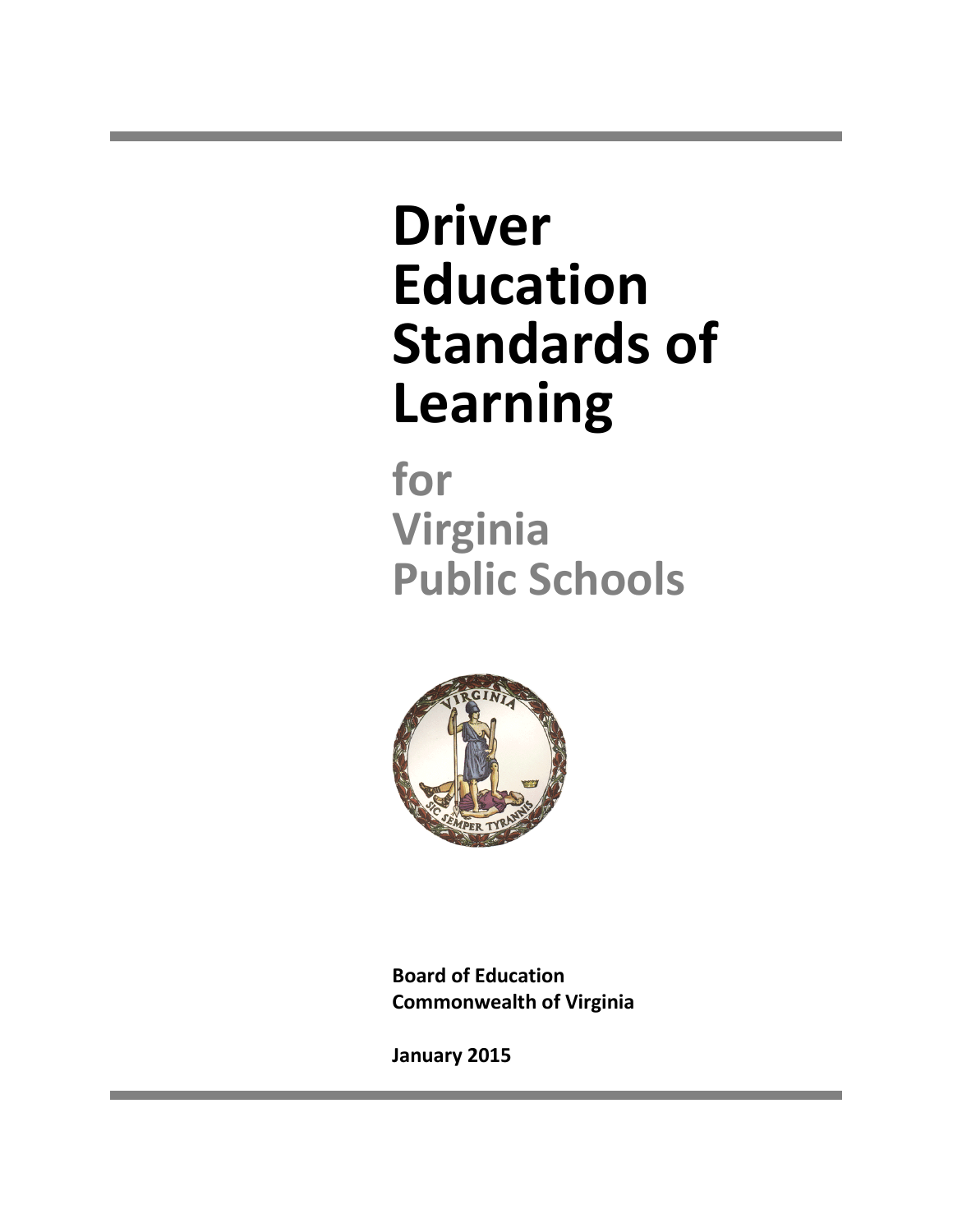# Driver Education Standards of Learning

## for Virginia Public Schools

**Board of Education**
**Commonwealth of Virginia**

**January 2015**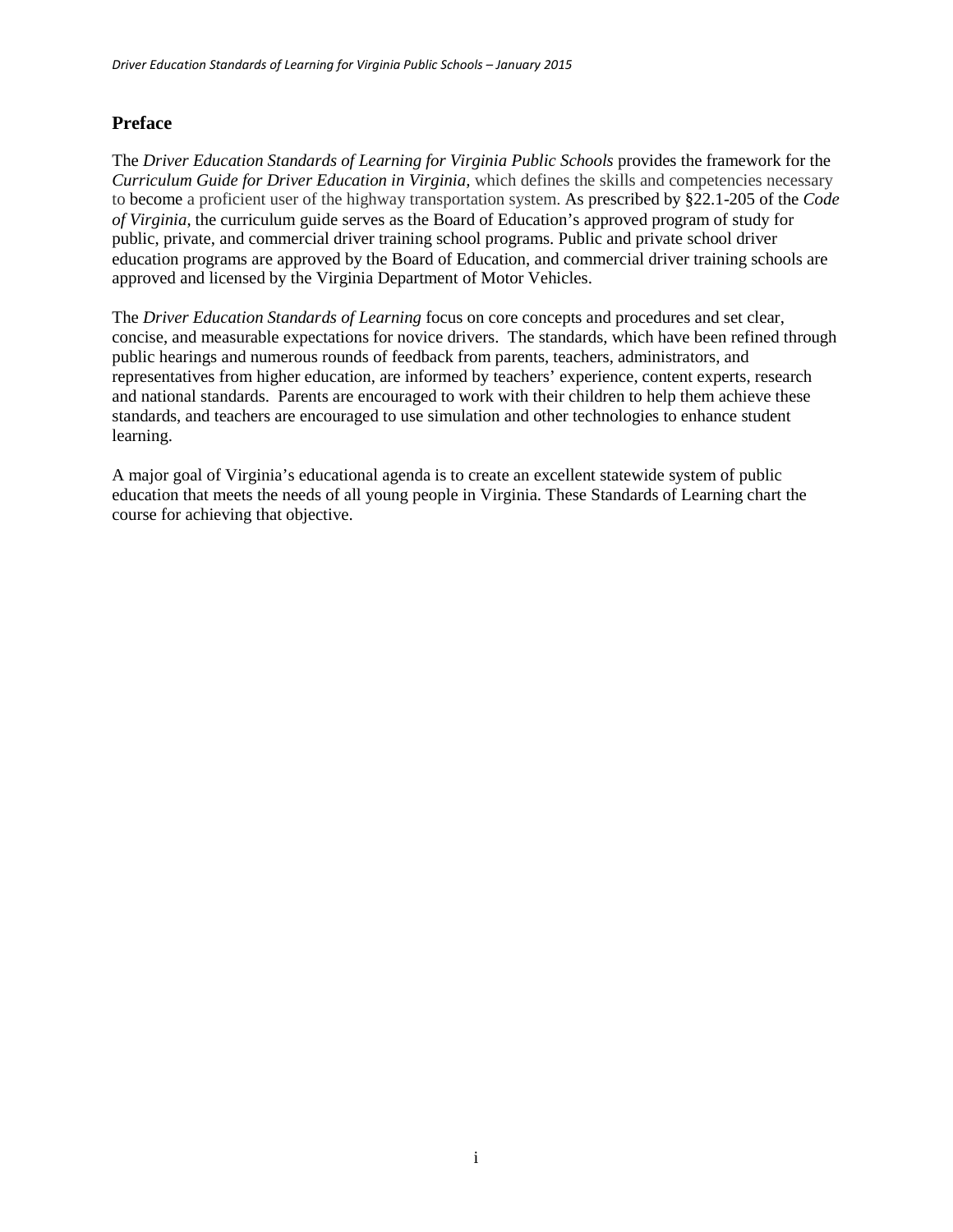## Preface

The *Driver Education Standards of Learning for Virginia Public Schools* provides the framework for the *Curriculum Guide for Driver Education in Virginia*, which defines the skills and competencies necessary to become a proficient user of the highway transportation system. As prescribed by §22.1-205 of the *Code of Virginia*, the curriculum guide serves as the Board of Education's approved program of study for public, private, and commercial driver training school programs. Public and private school driver education programs are approved by the Board of Education, and commercial driver training schools are approved and licensed by the Virginia Department of Motor Vehicles.

The *Driver Education Standards of Learning* focus on core concepts and procedures and set clear, concise, and measurable expectations for novice drivers. The standards, which have been refined through public hearings and numerous rounds of feedback from parents, teachers, administrators, and representatives from higher education, are informed by teachers' experience, content experts, research and national standards. Parents are encouraged to work with their children to help them achieve these standards, and teachers are encouraged to use simulation and other technologies to enhance student learning.

A major goal of Virginia's educational agenda is to create an excellent statewide system of public education that meets the needs of all young people in Virginia. These Standards of Learning chart the course for achieving that objective.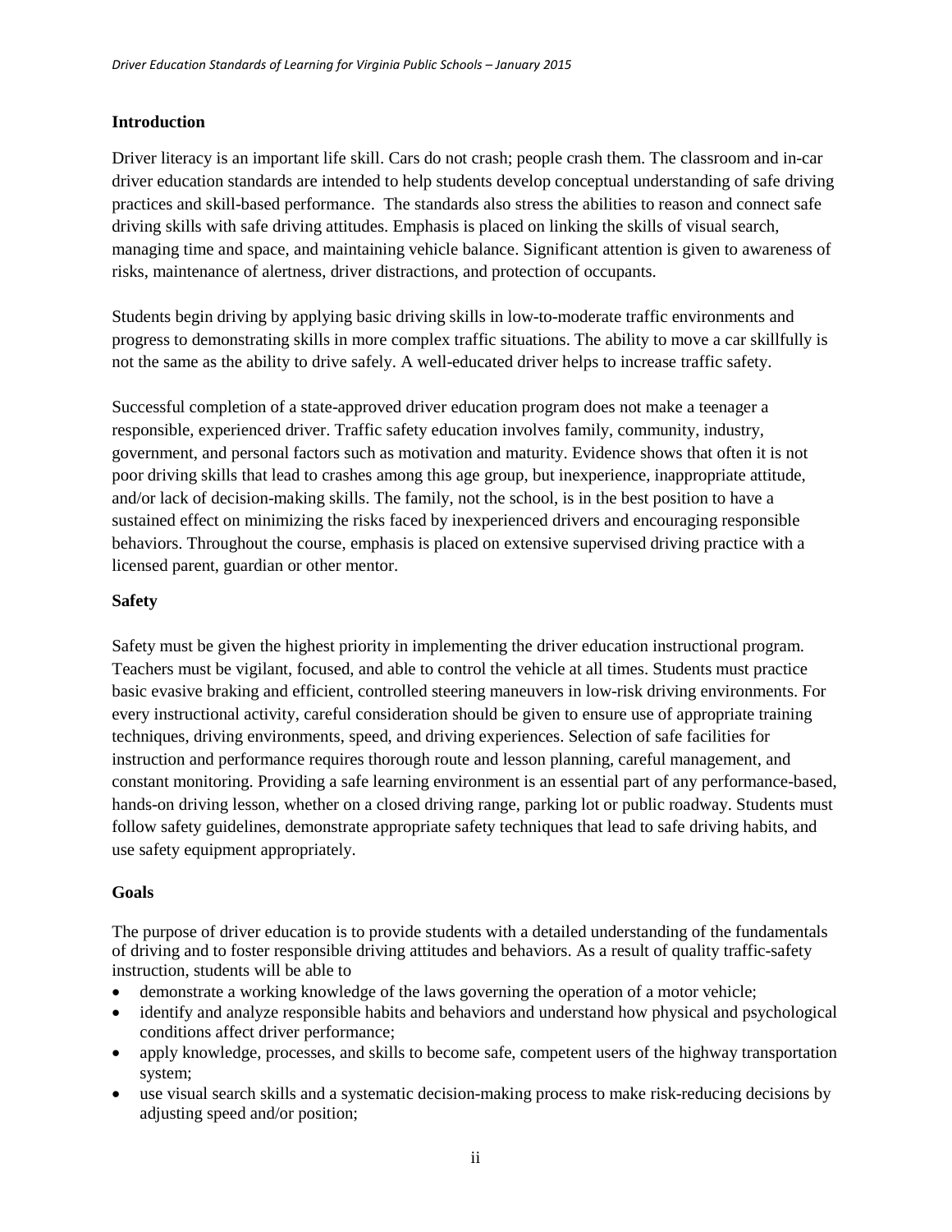## Introduction

Driver literacy is an important life skill. Cars do not crash; people crash them. The classroom and in-car driver education standards are intended to help students develop conceptual understanding of safe driving practices and skill-based performance. The standards also stress the abilities to reason and connect safe driving skills with safe driving attitudes. Emphasis is placed on linking the skills of visual search, managing time and space, and maintaining vehicle balance. Significant attention is given to awareness of risks, maintenance of alertness, driver distractions, and protection of occupants.

Students begin driving by applying basic driving skills in low-to-moderate traffic environments and progress to demonstrating skills in more complex traffic situations. The ability to move a car skillfully is not the same as the ability to drive safely. A well-educated driver helps to increase traffic safety.

Successful completion of a state-approved driver education program does not make a teenager a responsible, experienced driver. Traffic safety education involves family, community, industry, government, and personal factors such as motivation and maturity. Evidence shows that often it is not poor driving skills that lead to crashes among this age group, but inexperience, inappropriate attitude, and/or lack of decision-making skills. The family, not the school, is in the best position to have a sustained effect on minimizing the risks faced by inexperienced drivers and encouraging responsible behaviors. Throughout the course, emphasis is placed on extensive supervised driving practice with a licensed parent, guardian or other mentor.

## Safety

Safety must be given the highest priority in implementing the driver education instructional program. Teachers must be vigilant, focused, and able to control the vehicle at all times. Students must practice basic evasive braking and efficient, controlled steering maneuvers in low-risk driving environments. For every instructional activity, careful consideration should be given to ensure use of appropriate training techniques, driving environments, speed, and driving experiences. Selection of safe facilities for instruction and performance requires thorough route and lesson planning, careful management, and constant monitoring. Providing a safe learning environment is an essential part of any performance-based, hands-on driving lesson, whether on a closed driving range, parking lot or public roadway. Students must follow safety guidelines, demonstrate appropriate safety techniques that lead to safe driving habits, and use safety equipment appropriately.

## Goals

The purpose of driver education is to provide students with a detailed understanding of the fundamentals of driving and to foster responsible driving attitudes and behaviors. As a result of quality traffic-safety instruction, students will be able to

- demonstrate a working knowledge of the laws governing the operation of a motor vehicle;
- identify and analyze responsible habits and behaviors and understand how physical and psychological conditions affect driver performance;
- apply knowledge, processes, and skills to become safe, competent users of the highway transportation system;
- use visual search skills and a systematic decision-making process to make risk-reducing decisions by adjusting speed and/or position;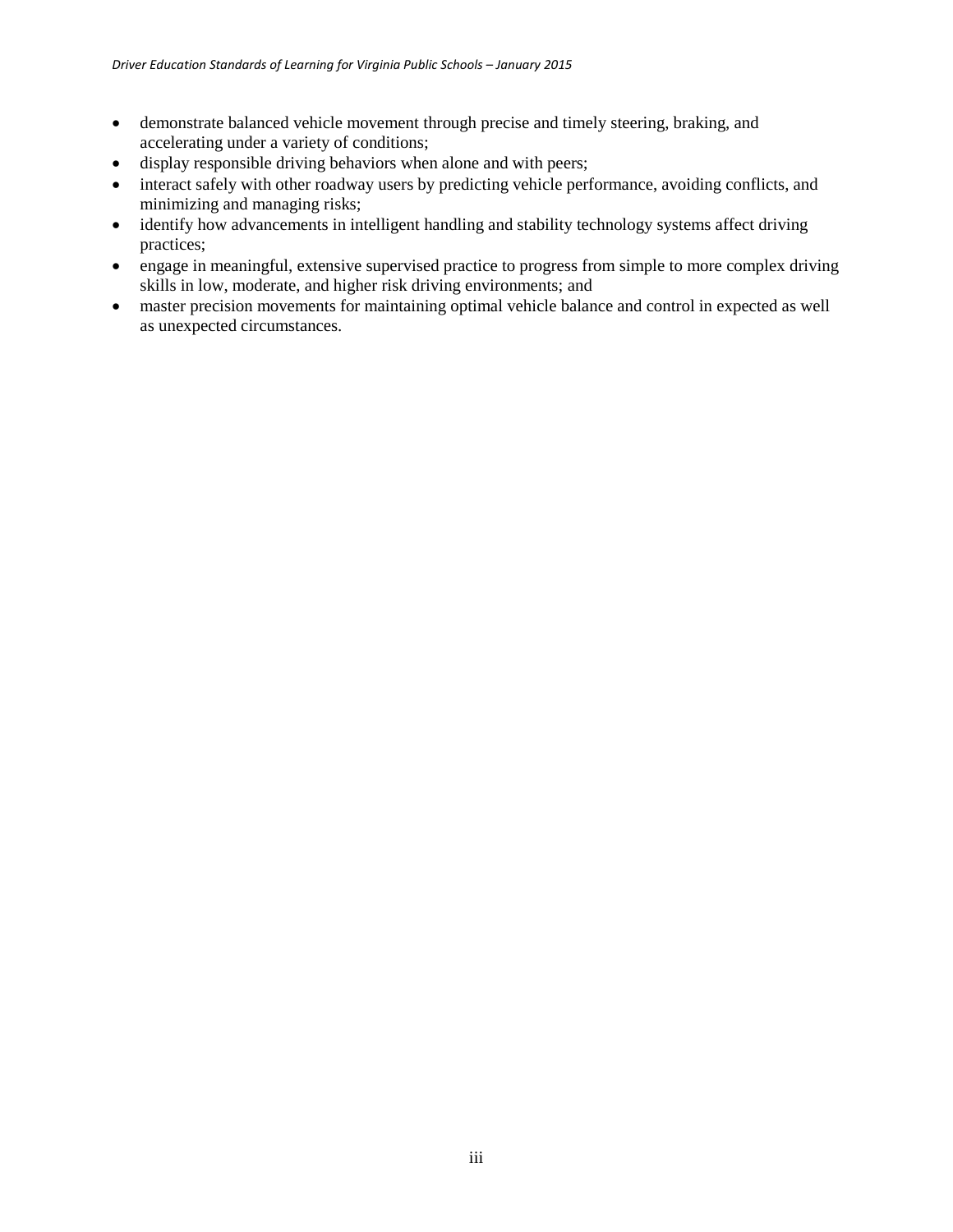- demonstrate balanced vehicle movement through precise and timely steering, braking, and accelerating under a variety of conditions;
- display responsible driving behaviors when alone and with peers;
- interact safely with other roadway users by predicting vehicle performance, avoiding conflicts, and minimizing and managing risks;
- identify how advancements in intelligent handling and stability technology systems affect driving practices;
- engage in meaningful, extensive supervised practice to progress from simple to more complex driving skills in low, moderate, and higher risk driving environments; and
- master precision movements for maintaining optimal vehicle balance and control in expected as well as unexpected circumstances.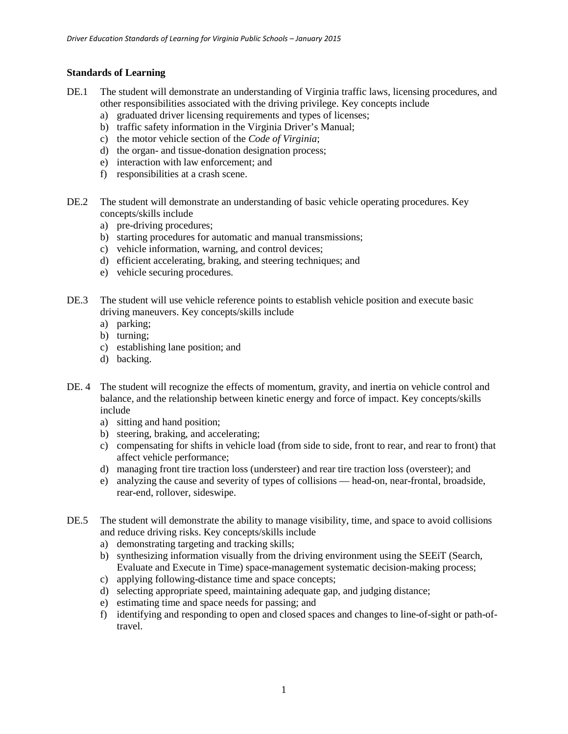## Standards of Learning

DE.1 The student will demonstrate an understanding of Virginia traffic laws, licensing procedures, and other responsibilities associated with the driving privilege. Key concepts include

a) graduated driver licensing requirements and types of licenses;
b) traffic safety information in the Virginia Driver's Manual;
c) the motor vehicle section of the *Code of Virginia*;
d) the organ- and tissue-donation designation process;
e) interaction with law enforcement; and
f) responsibilities at a crash scene.

DE.2 The student will demonstrate an understanding of basic vehicle operating procedures. Key concepts/skills include

a) pre-driving procedures;
b) starting procedures for automatic and manual transmissions;
c) vehicle information, warning, and control devices;
d) efficient accelerating, braking, and steering techniques; and
e) vehicle securing procedures.

DE.3 The student will use vehicle reference points to establish vehicle position and execute basic driving maneuvers. Key concepts/skills include

a) parking;
b) turning;
c) establishing lane position; and
d) backing.

DE. 4 The student will recognize the effects of momentum, gravity, and inertia on vehicle control and balance, and the relationship between kinetic energy and force of impact. Key concepts/skills include

a) sitting and hand position;
b) steering, braking, and accelerating;
c) compensating for shifts in vehicle load (from side to side, front to rear, and rear to front) that affect vehicle performance;
d) managing front tire traction loss (understeer) and rear tire traction loss (oversteer); and
e) analyzing the cause and severity of types of collisions — head-on, near-frontal, broadside, rear-end, rollover, sideswipe.

DE.5 The student will demonstrate the ability to manage visibility, time, and space to avoid collisions and reduce driving risks. Key concepts/skills include

a) demonstrating targeting and tracking skills;
b) synthesizing information visually from the driving environment using the SEEiT (Search, Evaluate and Execute in Time) space-management systematic decision-making process;
c) applying following-distance time and space concepts;
d) selecting appropriate speed, maintaining adequate gap, and judging distance;
e) estimating time and space needs for passing; and
f) identifying and responding to open and closed spaces and changes to line-of-sight or path-of-travel.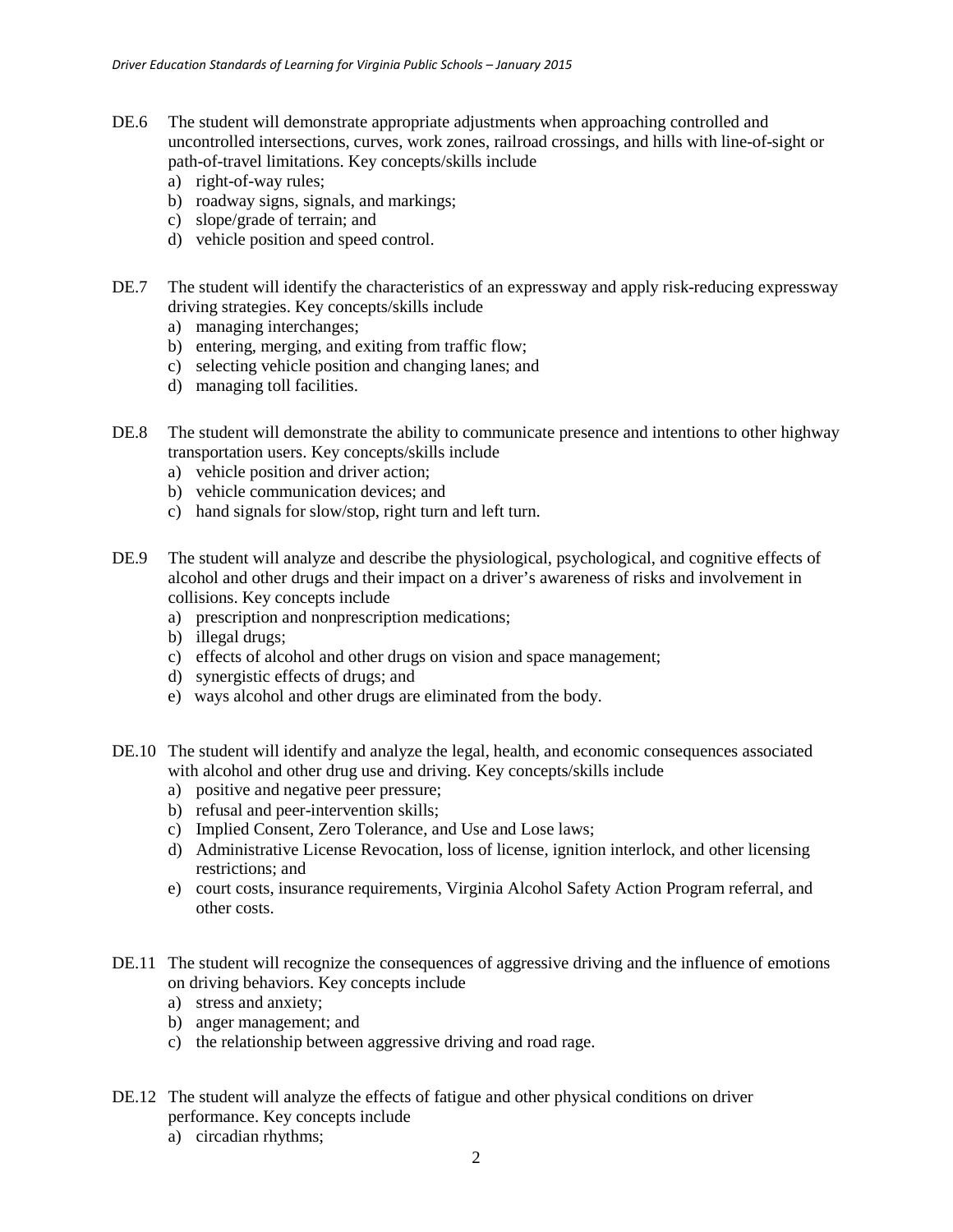DE.6 The student will demonstrate appropriate adjustments when approaching controlled and uncontrolled intersections, curves, work zones, railroad crossings, and hills with line-of-sight or path-of-travel limitations. Key concepts/skills include

a) right-of-way rules;
b) roadway signs, signals, and markings;
c) slope/grade of terrain; and
d) vehicle position and speed control.

DE.7 The student will identify the characteristics of an expressway and apply risk-reducing expressway driving strategies. Key concepts/skills include

a) managing interchanges;
b) entering, merging, and exiting from traffic flow;
c) selecting vehicle position and changing lanes; and
d) managing toll facilities.

DE.8 The student will demonstrate the ability to communicate presence and intentions to other highway transportation users. Key concepts/skills include

a) vehicle position and driver action;
b) vehicle communication devices; and
c) hand signals for slow/stop, right turn and left turn.

DE.9 The student will analyze and describe the physiological, psychological, and cognitive effects of alcohol and other drugs and their impact on a driver's awareness of risks and involvement in collisions. Key concepts include

a) prescription and nonprescription medications;
b) illegal drugs;
c) effects of alcohol and other drugs on vision and space management;
d) synergistic effects of drugs; and
e) ways alcohol and other drugs are eliminated from the body.

DE.10 The student will identify and analyze the legal, health, and economic consequences associated with alcohol and other drug use and driving. Key concepts/skills include

a) positive and negative peer pressure;
b) refusal and peer-intervention skills;
c) Implied Consent, Zero Tolerance, and Use and Lose laws;
d) Administrative License Revocation, loss of license, ignition interlock, and other licensing restrictions; and
e) court costs, insurance requirements, Virginia Alcohol Safety Action Program referral, and other costs.

DE.11 The student will recognize the consequences of aggressive driving and the influence of emotions on driving behaviors. Key concepts include

a) stress and anxiety;
b) anger management; and
c) the relationship between aggressive driving and road rage.

DE.12 The student will analyze the effects of fatigue and other physical conditions on driver performance. Key concepts include

a) circadian rhythms;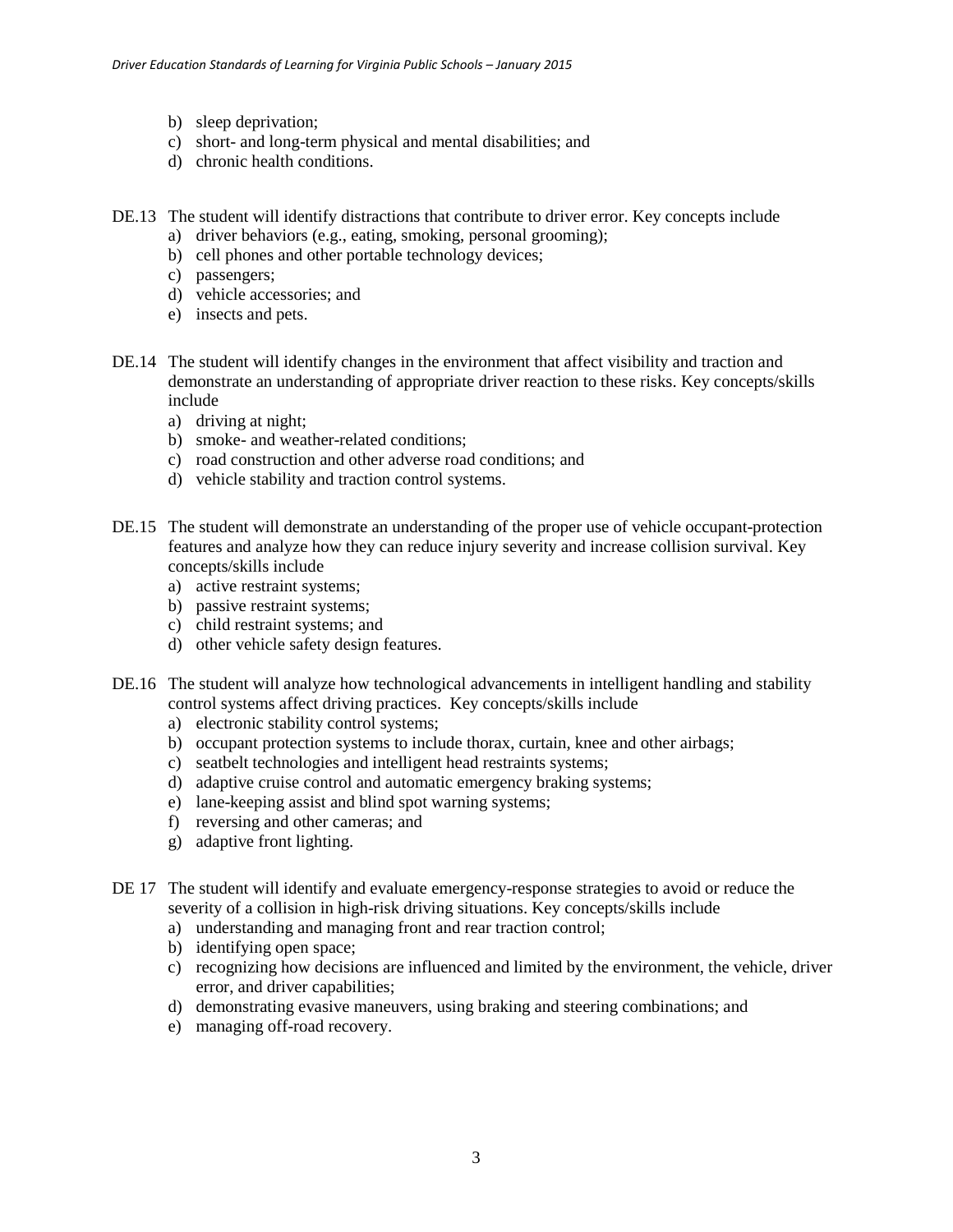b) sleep deprivation;
c) short- and long-term physical and mental disabilities; and
d) chronic health conditions.

DE.13 The student will identify distractions that contribute to driver error. Key concepts include

a) driver behaviors (e.g., eating, smoking, personal grooming);
b) cell phones and other portable technology devices;
c) passengers;
d) vehicle accessories; and
e) insects and pets.

DE.14 The student will identify changes in the environment that affect visibility and traction and demonstrate an understanding of appropriate driver reaction to these risks. Key concepts/skills include

a) driving at night;
b) smoke- and weather-related conditions;
c) road construction and other adverse road conditions; and
d) vehicle stability and traction control systems.

DE.15 The student will demonstrate an understanding of the proper use of vehicle occupant-protection features and analyze how they can reduce injury severity and increase collision survival. Key concepts/skills include

a) active restraint systems;
b) passive restraint systems;
c) child restraint systems; and
d) other vehicle safety design features.

DE.16 The student will analyze how technological advancements in intelligent handling and stability control systems affect driving practices. Key concepts/skills include

a) electronic stability control systems;
b) occupant protection systems to include thorax, curtain, knee and other airbags;
c) seatbelt technologies and intelligent head restraints systems;
d) adaptive cruise control and automatic emergency braking systems;
e) lane-keeping assist and blind spot warning systems;
f) reversing and other cameras; and
g) adaptive front lighting.

DE 17 The student will identify and evaluate emergency-response strategies to avoid or reduce the severity of a collision in high-risk driving situations. Key concepts/skills include

a) understanding and managing front and rear traction control;
b) identifying open space;
c) recognizing how decisions are influenced and limited by the environment, the vehicle, driver error, and driver capabilities;
d) demonstrating evasive maneuvers, using braking and steering combinations; and
e) managing off-road recovery.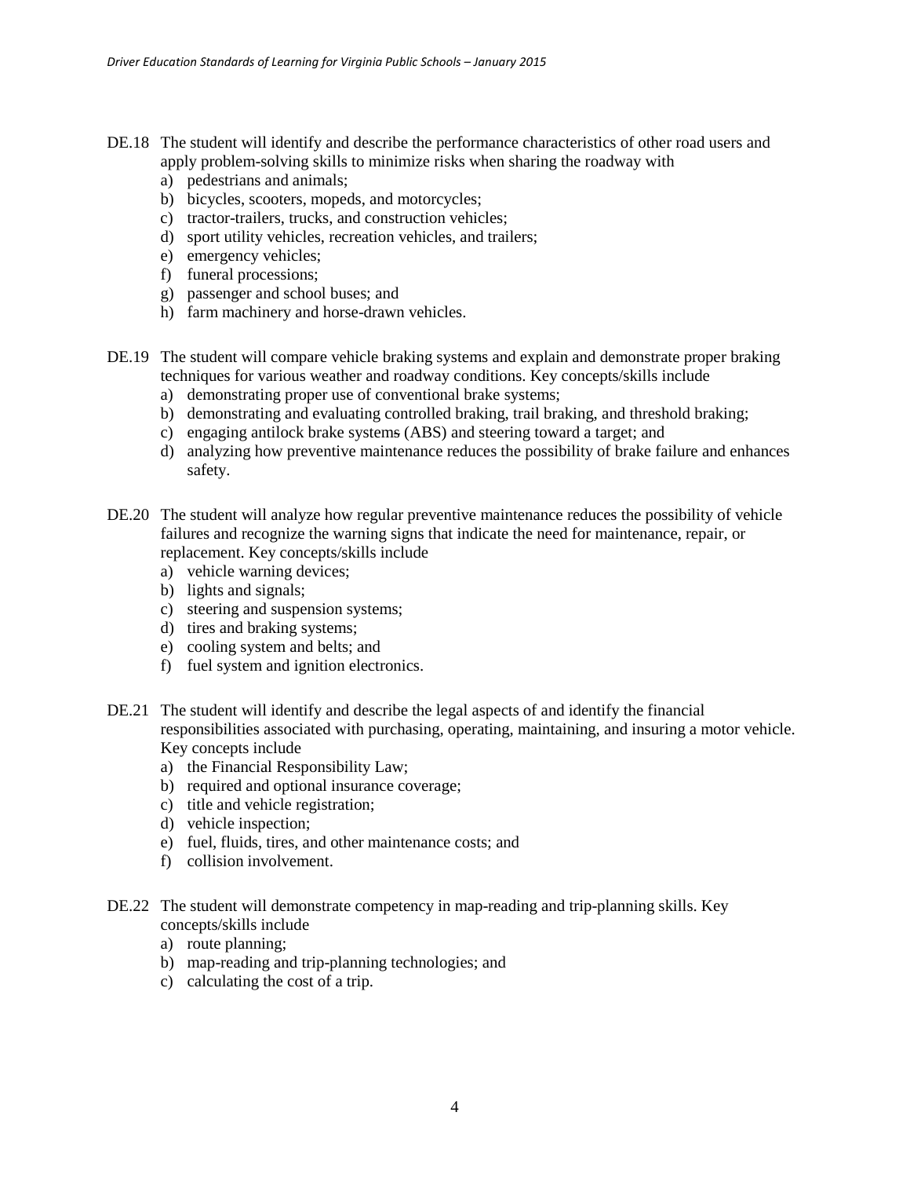DE.18 The student will identify and describe the performance characteristics of other road users and apply problem-solving skills to minimize risks when sharing the roadway with

a) pedestrians and animals;
b) bicycles, scooters, mopeds, and motorcycles;
c) tractor-trailers, trucks, and construction vehicles;
d) sport utility vehicles, recreation vehicles, and trailers;
e) emergency vehicles;
f) funeral processions;
g) passenger and school buses; and
h) farm machinery and horse-drawn vehicles.

DE.19 The student will compare vehicle braking systems and explain and demonstrate proper braking techniques for various weather and roadway conditions. Key concepts/skills include

a) demonstrating proper use of conventional brake systems;
b) demonstrating and evaluating controlled braking, trail braking, and threshold braking;
c) engaging antilock brake systems (ABS) and steering toward a target; and
d) analyzing how preventive maintenance reduces the possibility of brake failure and enhances safety.

DE.20 The student will analyze how regular preventive maintenance reduces the possibility of vehicle failures and recognize the warning signs that indicate the need for maintenance, repair, or replacement. Key concepts/skills include

a) vehicle warning devices;
b) lights and signals;
c) steering and suspension systems;
d) tires and braking systems;
e) cooling system and belts; and
f) fuel system and ignition electronics.

DE.21 The student will identify and describe the legal aspects of and identify the financial responsibilities associated with purchasing, operating, maintaining, and insuring a motor vehicle. Key concepts include

a) the Financial Responsibility Law;
b) required and optional insurance coverage;
c) title and vehicle registration;
d) vehicle inspection;
e) fuel, fluids, tires, and other maintenance costs; and
f) collision involvement.

DE.22 The student will demonstrate competency in map-reading and trip-planning skills. Key concepts/skills include

a) route planning;
b) map-reading and trip-planning technologies; and
c) calculating the cost of a trip.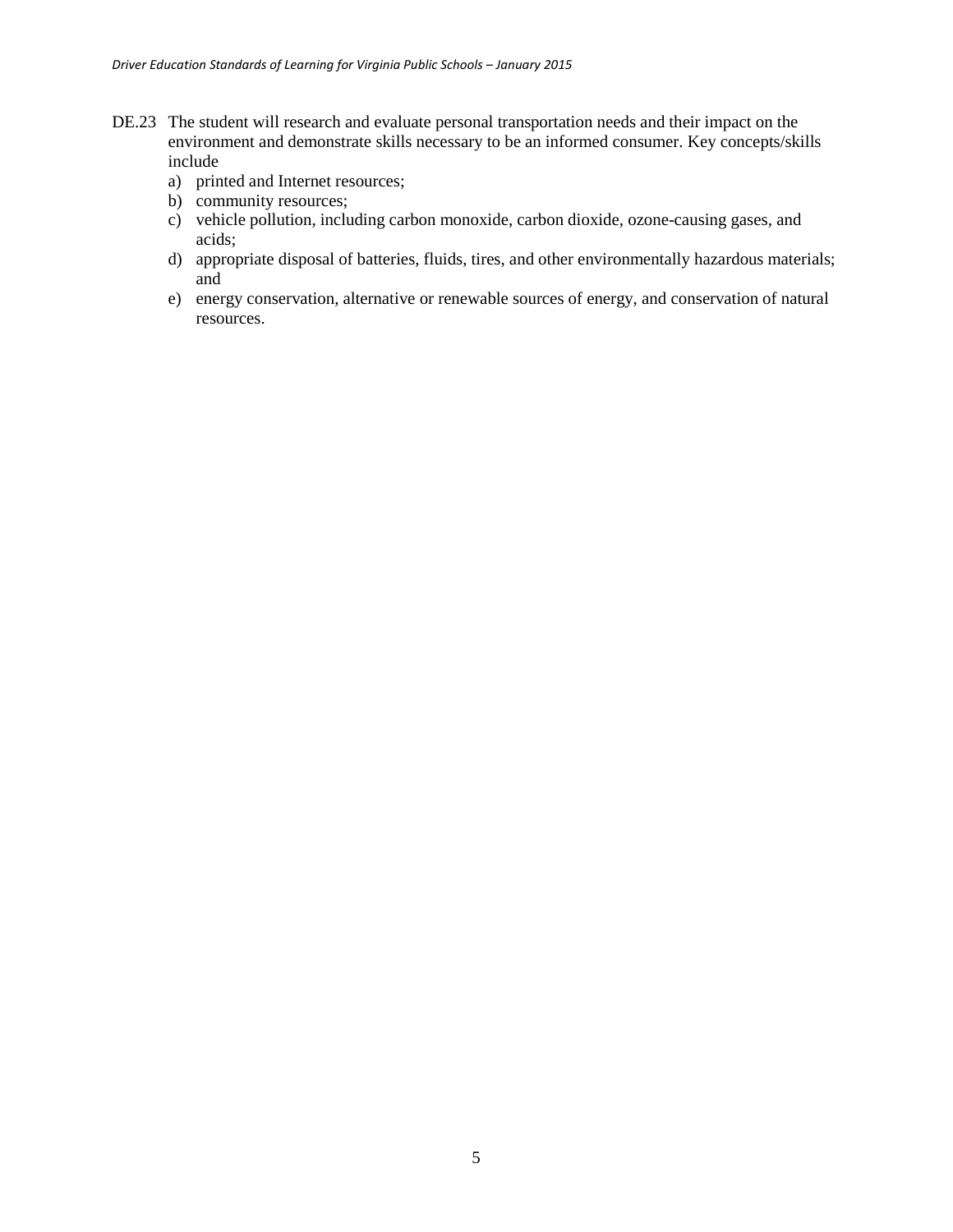DE.23 The student will research and evaluate personal transportation needs and their impact on the environment and demonstrate skills necessary to be an informed consumer. Key concepts/skills include

a) printed and Internet resources;
b) community resources;
c) vehicle pollution, including carbon monoxide, carbon dioxide, ozone-causing gases, and acids;
d) appropriate disposal of batteries, fluids, tires, and other environmentally hazardous materials; and
e) energy conservation, alternative or renewable sources of energy, and conservation of natural resources.